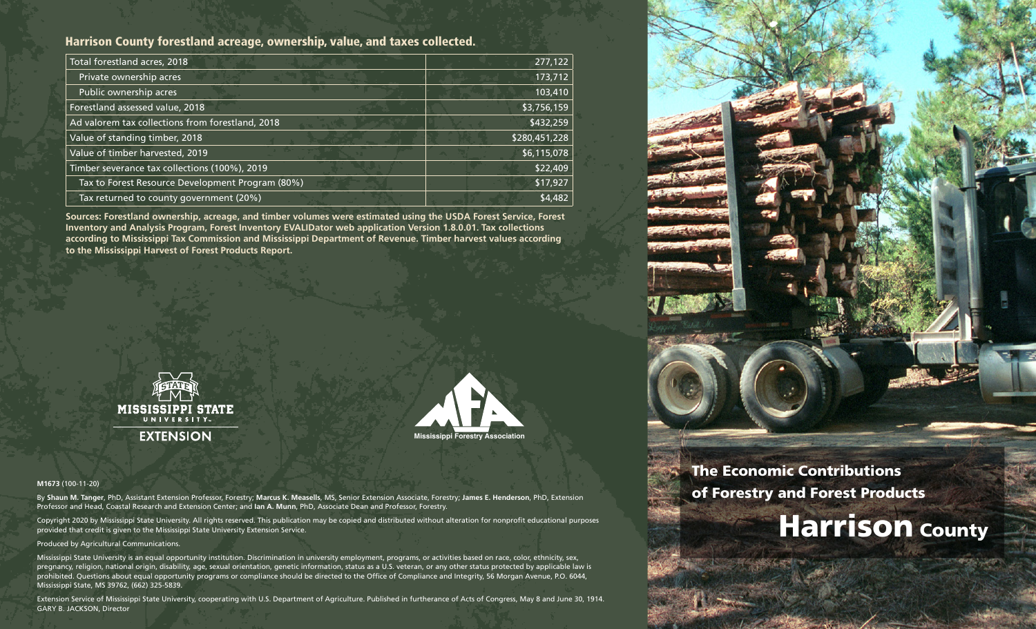## Harrison County forestland acreage, ownership, value, and taxes collected.

| | |
|---|---|
| Total forestland acres, 2018 | 277,122 |
| Private ownership acres | 173,712 |
| Public ownership acres | 103,410 |
| Forestland assessed value, 2018 | $3,756,159 |
| Ad valorem tax collections from forestland, 2018 | $432,259 |
| Value of standing timber, 2018 | $280,451,228 |
| Value of timber harvested, 2019 | $6,115,078 |
| Timber severance tax collections (100%), 2019 | $22,409 |
| Tax to Forest Resource Development Program (80%) | $17,927 |
| Tax returned to county government (20%) | $4,482 |

**Sources: Forestland ownership, acreage, and timber volumes were estimated using the USDA Forest Service, Forest Inventory and Analysis Program, Forest Inventory EVALIDator web application Version 1.8.0.01. Tax collections according to Mississippi Tax Commission and Mississippi Department of Revenue. Timber harvest values according to the Mississippi Harvest of Forest Products Report.**

MISSISSIPPI STATE UNIVERSITY EXTENSION

Mississippi Forestry Association

**M1673** (100-11-20)

By **Shaun M. Tanger**, PhD, Assistant Extension Professor, Forestry; **Marcus K. Measells**, MS, Senior Extension Associate, Forestry; **James E. Henderson**, PhD, Extension Professor and Head, Coastal Research and Extension Center; and **Ian A. Munn**, PhD, Associate Dean and Professor, Forestry.

Copyright 2020 by Mississippi State University. All rights reserved. This publication may be copied and distributed without alteration for nonprofit educational purposes provided that credit is given to the Mississippi State University Extension Service.

Produced by Agricultural Communications.

Mississippi State University is an equal opportunity institution. Discrimination in university employment, programs, or activities based on race, color, ethnicity, sex, pregnancy, religion, national origin, disability, age, sexual orientation, genetic information, status as a U.S. veteran, or any other status protected by applicable law is prohibited. Questions about equal opportunity programs or compliance should be directed to the Office of Compliance and Integrity, 56 Morgan Avenue, P.O. 6044, Mississippi State, MS 39762, (662) 325-5839.

Extension Service of Mississippi State University, cooperating with U.S. Department of Agriculture. Published in furtherance of Acts of Congress, May 8 and June 30, 1914. GARY B. JACKSON, Director

# The Economic Contributions of Forestry and Forest Products

# Harrison County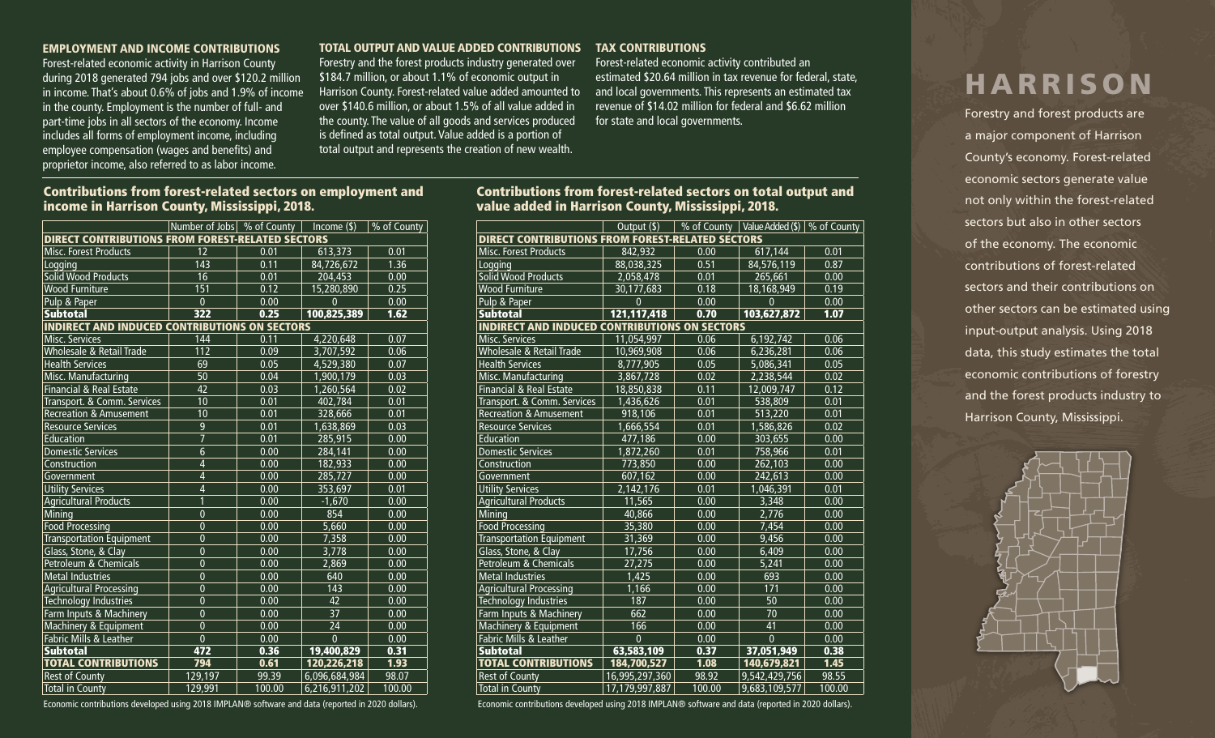### EMPLOYMENT AND INCOME CONTRIBUTIONS

Forest-related economic activity in Harrison County during 2018 generated 794 jobs and over $120.2 million in income. That's about 0.6% of jobs and 1.9% of income in the county. Employment is the number of full- and part-time jobs in all sectors of the economy. Income includes all forms of employment income, including employee compensation (wages and benefits) and proprietor income, also referred to as labor income.

### TOTAL OUTPUT AND VALUE ADDED CONTRIBUTIONS

Forestry and the forest products industry generated over $184.7 million, or about 1.1% of economic output in Harrison County. Forest-related value added amounted to over $140.6 million, or about 1.5% of all value added in the county. The value of all goods and services produced is defined as total output. Value added is a portion of total output and represents the creation of new wealth.

### TAX CONTRIBUTIONS

Forest-related economic activity contributed an estimated $20.64 million in tax revenue for federal, state, and local governments. This represents an estimated tax revenue of $14.02 million for federal and $6.62 million for state and local governments.

### Contributions from forest-related sectors on employment and income in Harrison County, Mississippi, 2018.

| | Number of Jobs | % of County | Income ($) | % of County |
|---|---|---|---|---|
| **DIRECT CONTRIBUTIONS FROM FOREST-RELATED SECTORS** | | | | |
| Misc. Forest Products | 12 | 0.01 | 613,373 | 0.01 |
| Logging | 143 | 0.11 | 84,726,672 | 1.36 |
| Solid Wood Products | 16 | 0.01 | 204,453 | 0.00 |
| Wood Furniture | 151 | 0.12 | 15,280,890 | 0.25 |
| Pulp & Paper | 0 | 0.00 | 0 | 0.00 |
| **Subtotal** | **322** | **0.25** | **100,825,389** | **1.62** |
| **INDIRECT AND INDUCED CONTRIBUTIONS ON SECTORS** | | | | |
| Misc. Services | 144 | 0.11 | 4,220,648 | 0.07 |
| Wholesale & Retail Trade | 112 | 0.09 | 3,707,592 | 0.06 |
| Health Services | 69 | 0.05 | 4,529,380 | 0.07 |
| Misc. Manufacturing | 50 | 0.04 | 1,900,179 | 0.03 |
| Financial & Real Estate | 42 | 0.03 | 1,260,564 | 0.02 |
| Transport. & Comm. Services | 10 | 0.01 | 402,784 | 0.01 |
| Recreation & Amusement | 10 | 0.01 | 328,666 | 0.01 |
| Resource Services | 9 | 0.01 | 1,638,869 | 0.03 |
| Education | 7 | 0.01 | 285,915 | 0.00 |
| Domestic Services | 6 | 0.00 | 284,141 | 0.00 |
| Construction | 4 | 0.00 | 182,933 | 0.00 |
| Government | 4 | 0.00 | 285,727 | 0.00 |
| Utility Services | 4 | 0.00 | 353,697 | 0.01 |
| Agricultural Products | 1 | 0.00 | -1,670 | 0.00 |
| Mining | 0 | 0.00 | 854 | 0.00 |
| Food Processing | 0 | 0.00 | 5,660 | 0.00 |
| Transportation Equipment | 0 | 0.00 | 7,358 | 0.00 |
| Glass, Stone, & Clay | 0 | 0.00 | 3,778 | 0.00 |
| Petroleum & Chemicals | 0 | 0.00 | 2,869 | 0.00 |
| Metal Industries | 0 | 0.00 | 640 | 0.00 |
| Agricultural Processing | 0 | 0.00 | 143 | 0.00 |
| Technology Industries | 0 | 0.00 | 42 | 0.00 |
| Farm Inputs & Machinery | 0 | 0.00 | 37 | 0.00 |
| Machinery & Equipment | 0 | 0.00 | 24 | 0.00 |
| Fabric Mills & Leather | 0 | 0.00 | 0 | 0.00 |
| **Subtotal** | **472** | **0.36** | **19,400,829** | **0.31** |
| **TOTAL CONTRIBUTIONS** | **794** | **0.61** | **120,226,218** | **1.93** |
| Rest of County | 129,197 | 99.39 | 6,096,684,984 | 98.07 |
| Total in County | 129,991 | 100.00 | 6,216,911,202 | 100.00 |

Economic contributions developed using 2018 IMPLAN® software and data (reported in 2020 dollars).

### Contributions from forest-related sectors on total output and value added in Harrison County, Mississippi, 2018.

| | Output ($) | % of County | Value Added ($) | % of County |
|---|---|---|---|---|
| **DIRECT CONTRIBUTIONS FROM FOREST-RELATED SECTORS** | | | | |
| Misc. Forest Products | 842,932 | 0.00 | 617,144 | 0.01 |
| Logging | 88,038,325 | 0.51 | 84,576,119 | 0.87 |
| Solid Wood Products | 2,058,478 | 0.01 | 265,661 | 0.00 |
| Wood Furniture | 30,177,683 | 0.18 | 18,168,949 | 0.19 |
| Pulp & Paper | 0 | 0.00 | 0 | 0.00 |
| **Subtotal** | **121,117,418** | **0.70** | **103,627,872** | **1.07** |
| **INDIRECT AND INDUCED CONTRIBUTIONS ON SECTORS** | | | | |
| Misc. Services | 11,054,997 | 0.06 | 6,192,742 | 0.06 |
| Wholesale & Retail Trade | 10,969,908 | 0.06 | 6,236,281 | 0.06 |
| Health Services | 8,777,905 | 0.05 | 5,086,341 | 0.05 |
| Misc. Manufacturing | 3,867,728 | 0.02 | 2,238,544 | 0.02 |
| Financial & Real Estate | 18,850,838 | 0.11 | 12,009,747 | 0.12 |
| Transport. & Comm. Services | 1,436,626 | 0.01 | 538,809 | 0.01 |
| Recreation & Amusement | 918,106 | 0.01 | 513,220 | 0.01 |
| Resource Services | 1,666,554 | 0.01 | 1,586,826 | 0.02 |
| Education | 477,186 | 0.00 | 303,655 | 0.00 |
| Domestic Services | 1,872,260 | 0.01 | 758,966 | 0.01 |
| Construction | 773,850 | 0.00 | 262,103 | 0.00 |
| Government | 607,162 | 0.00 | 242,613 | 0.00 |
| Utility Services | 2,142,176 | 0.01 | 1,046,391 | 0.01 |
| Agricultural Products | 11,565 | 0.00 | 3,348 | 0.00 |
| Mining | 40,866 | 0.00 | 2,776 | 0.00 |
| Food Processing | 35,380 | 0.00 | 7,454 | 0.00 |
| Transportation Equipment | 31,369 | 0.00 | 9,456 | 0.00 |
| Glass, Stone, & Clay | 17,756 | 0.00 | 6,409 | 0.00 |
| Petroleum & Chemicals | 27,275 | 0.00 | 5,241 | 0.00 |
| Metal Industries | 1,425 | 0.00 | 693 | 0.00 |
| Agricultural Processing | 1,166 | 0.00 | 171 | 0.00 |
| Technology Industries | 187 | 0.00 | 50 | 0.00 |
| Farm Inputs & Machinery | 662 | 0.00 | 70 | 0.00 |
| Machinery & Equipment | 166 | 0.00 | 41 | 0.00 |
| Fabric Mills & Leather | 0 | 0.00 | 0 | 0.00 |
| **Subtotal** | **63,583,109** | **0.37** | **37,051,949** | **0.38** |
| **TOTAL CONTRIBUTIONS** | **184,700,527** | **1.08** | **140,679,821** | **1.45** |
| Rest of County | 16,995,297,360 | 98.92 | 9,542,429,756 | 98.55 |
| Total in County | 17,179,997,887 | 100.00 | 9,683,109,577 | 100.00 |

Economic contributions developed using 2018 IMPLAN® software and data (reported in 2020 dollars).

# HARRISON

Forestry and forest products are a major component of Harrison County's economy. Forest-related economic sectors generate value not only within the forest-related sectors but also in other sectors of the economy. The economic contributions of forest-related sectors and their contributions on other sectors can be estimated using input-output analysis. Using 2018 data, this study estimates the total economic contributions of forestry and the forest products industry to Harrison County, Mississippi.